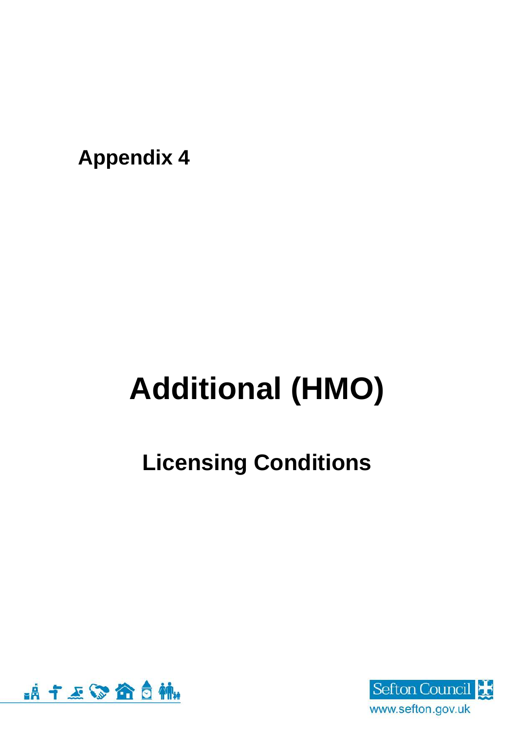**Appendix 4**

# Additional (HMO)

## Licensing Conditions

Sefton Council

www.sefton.gov.uk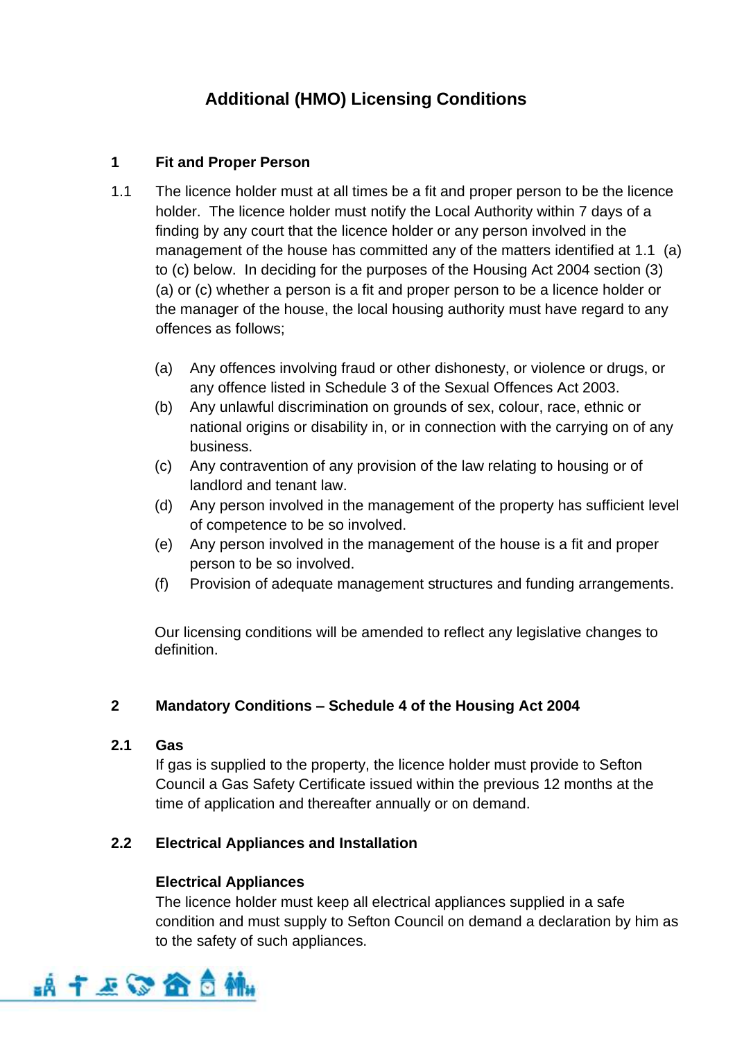# Additional (HMO) Licensing Conditions

## 1 Fit and Proper Person

1.1 The licence holder must at all times be a fit and proper person to be the licence holder. The licence holder must notify the Local Authority within 7 days of a finding by any court that the licence holder or any person involved in the management of the house has committed any of the matters identified at 1.1 (a) to (c) below. In deciding for the purposes of the Housing Act 2004 section (3) (a) or (c) whether a person is a fit and proper person to be a licence holder or the manager of the house, the local housing authority must have regard to any offences as follows;

(a) Any offences involving fraud or other dishonesty, or violence or drugs, or any offence listed in Schedule 3 of the Sexual Offences Act 2003.
(b) Any unlawful discrimination on grounds of sex, colour, race, ethnic or national origins or disability in, or in connection with the carrying on of any business.
(c) Any contravention of any provision of the law relating to housing or of landlord and tenant law.
(d) Any person involved in the management of the property has sufficient level of competence to be so involved.
(e) Any person involved in the management of the house is a fit and proper person to be so involved.
(f) Provision of adequate management structures and funding arrangements.

Our licensing conditions will be amended to reflect any legislative changes to definition.

## 2 Mandatory Conditions – Schedule 4 of the Housing Act 2004

### 2.1 Gas

If gas is supplied to the property, the licence holder must provide to Sefton Council a Gas Safety Certificate issued within the previous 12 months at the time of application and thereafter annually or on demand.

### 2.2 Electrical Appliances and Installation

**Electrical Appliances**

The licence holder must keep all electrical appliances supplied in a safe condition and must supply to Sefton Council on demand a declaration by him as to the safety of such appliances.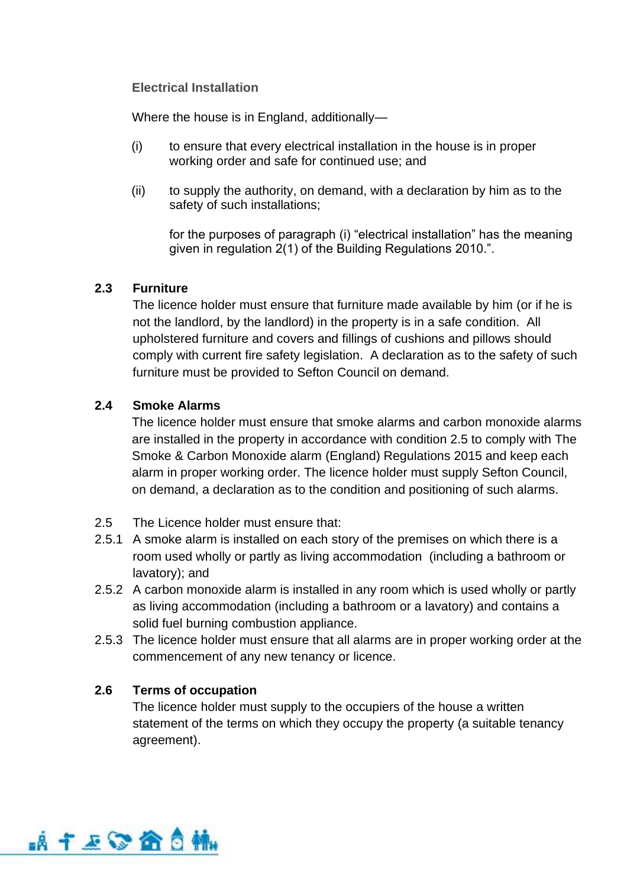**Electrical Installation**

Where the house is in England, additionally—

(i) to ensure that every electrical installation in the house is in proper working order and safe for continued use; and

(ii) to supply the authority, on demand, with a declaration by him as to the safety of such installations;

for the purposes of paragraph (i) “electrical installation” has the meaning given in regulation 2(1) of the Building Regulations 2010.”.

**2.3 Furniture**

The licence holder must ensure that furniture made available by him (or if he is not the landlord, by the landlord) in the property is in a safe condition. All upholstered furniture and covers and fillings of cushions and pillows should comply with current fire safety legislation. A declaration as to the safety of such furniture must be provided to Sefton Council on demand.

**2.4 Smoke Alarms**

The licence holder must ensure that smoke alarms and carbon monoxide alarms are installed in the property in accordance with condition 2.5 to comply with The Smoke & Carbon Monoxide alarm (England) Regulations 2015 and keep each alarm in proper working order. The licence holder must supply Sefton Council, on demand, a declaration as to the condition and positioning of such alarms.

2.5 The Licence holder must ensure that:

2.5.1 A smoke alarm is installed on each story of the premises on which there is a room used wholly or partly as living accommodation (including a bathroom or lavatory); and

2.5.2 A carbon monoxide alarm is installed in any room which is used wholly or partly as living accommodation (including a bathroom or a lavatory) and contains a solid fuel burning combustion appliance.

2.5.3 The licence holder must ensure that all alarms are in proper working order at the commencement of any new tenancy or licence.

**2.6 Terms of occupation**

The licence holder must supply to the occupiers of the house a written statement of the terms on which they occupy the property (a suitable tenancy agreement).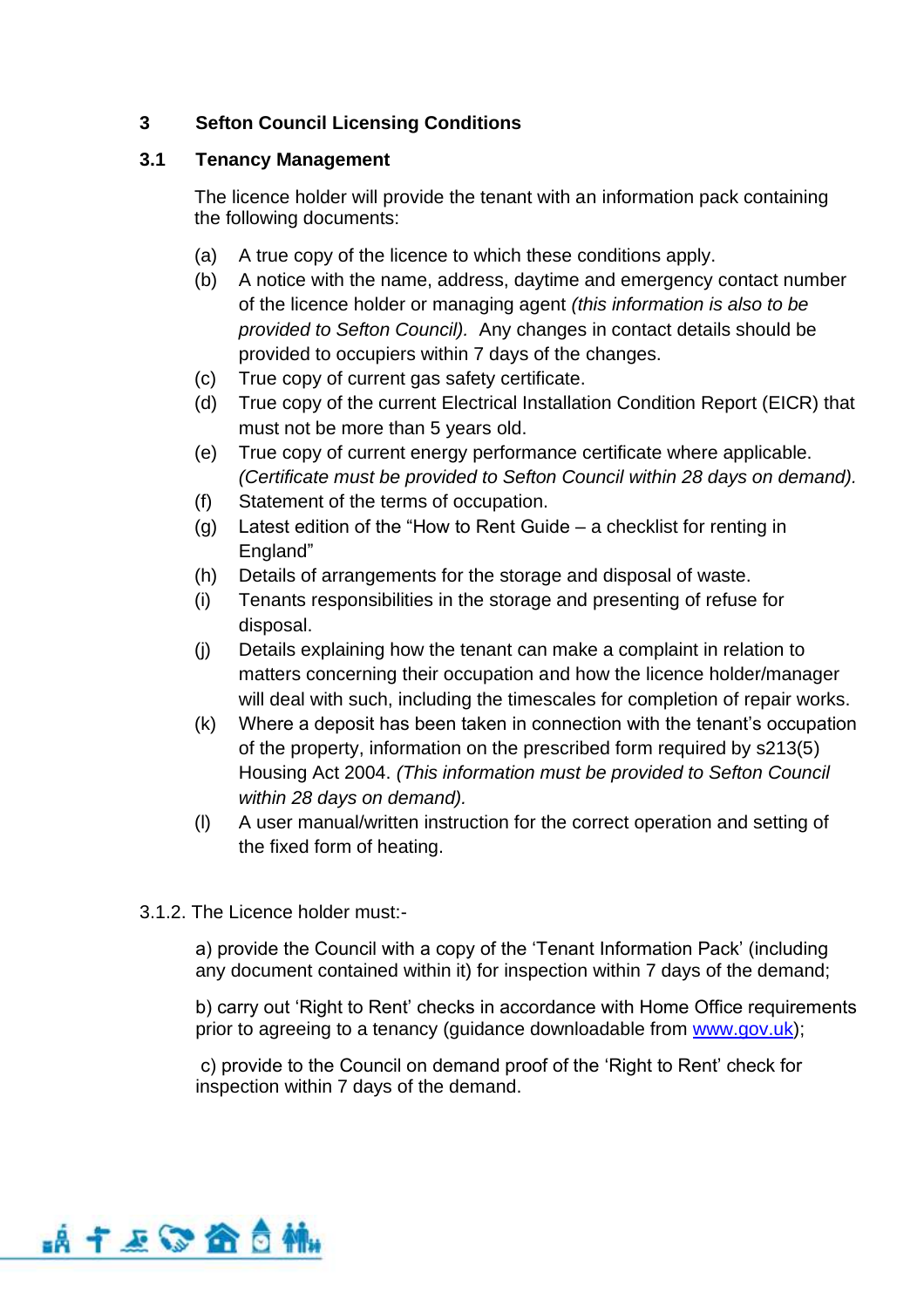## 3 Sefton Council Licensing Conditions

### 3.1 Tenancy Management

The licence holder will provide the tenant with an information pack containing the following documents:

(a) A true copy of the licence to which these conditions apply.

(b) A notice with the name, address, daytime and emergency contact number of the licence holder or managing agent *(this information is also to be provided to Sefton Council).* Any changes in contact details should be provided to occupiers within 7 days of the changes.

(c) True copy of current gas safety certificate.

(d) True copy of the current Electrical Installation Condition Report (EICR) that must not be more than 5 years old.

(e) True copy of current energy performance certificate where applicable. *(Certificate must be provided to Sefton Council within 28 days on demand).*

(f) Statement of the terms of occupation.

(g) Latest edition of the "How to Rent Guide – a checklist for renting in England"

(h) Details of arrangements for the storage and disposal of waste.

(i) Tenants responsibilities in the storage and presenting of refuse for disposal.

(j) Details explaining how the tenant can make a complaint in relation to matters concerning their occupation and how the licence holder/manager will deal with such, including the timescales for completion of repair works.

(k) Where a deposit has been taken in connection with the tenant's occupation of the property, information on the prescribed form required by s213(5) Housing Act 2004. *(This information must be provided to Sefton Council within 28 days on demand).*

(l) A user manual/written instruction for the correct operation and setting of the fixed form of heating.

3.1.2. The Licence holder must:-

a) provide the Council with a copy of the 'Tenant Information Pack' (including any document contained within it) for inspection within 7 days of the demand;

b) carry out 'Right to Rent' checks in accordance with Home Office requirements prior to agreeing to a tenancy (guidance downloadable from www.gov.uk);

c) provide to the Council on demand proof of the 'Right to Rent' check for inspection within 7 days of the demand.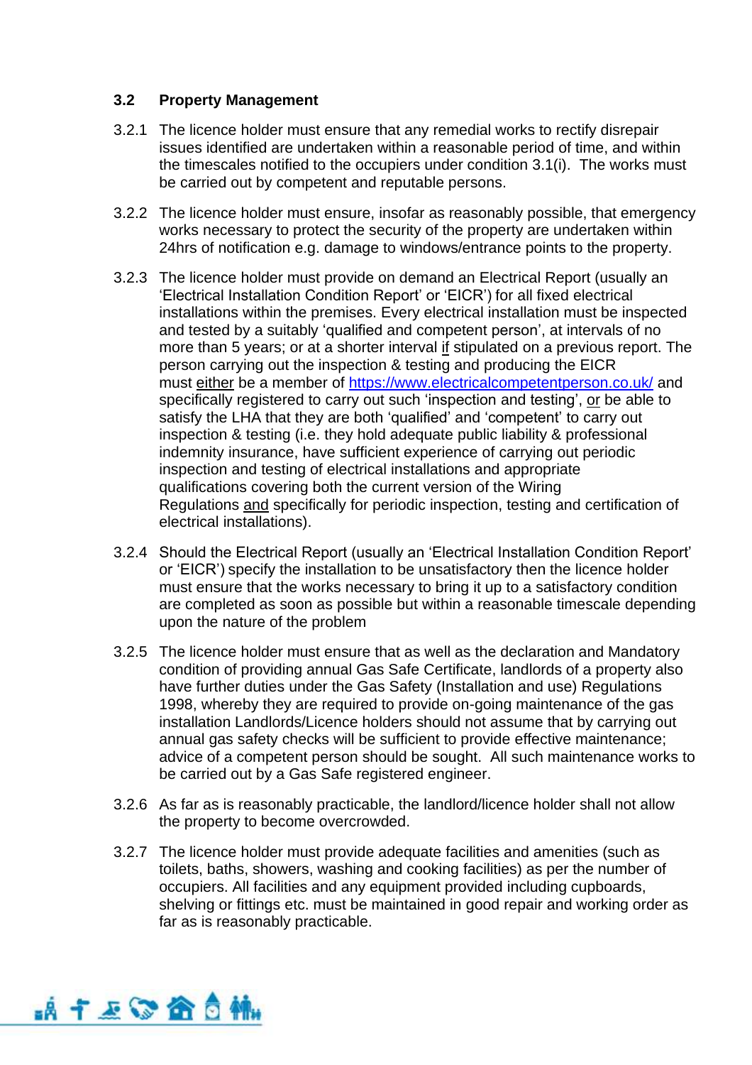### 3.2 Property Management

3.2.1 The licence holder must ensure that any remedial works to rectify disrepair issues identified are undertaken within a reasonable period of time, and within the timescales notified to the occupiers under condition 3.1(i). The works must be carried out by competent and reputable persons.

3.2.2 The licence holder must ensure, insofar as reasonably possible, that emergency works necessary to protect the security of the property are undertaken within 24hrs of notification e.g. damage to windows/entrance points to the property.

3.2.3 The licence holder must provide on demand an Electrical Report (usually an 'Electrical Installation Condition Report' or 'EICR') for all fixed electrical installations within the premises. Every electrical installation must be inspected and tested by a suitably 'qualified and competent person', at intervals of no more than 5 years; or at a shorter interval if stipulated on a previous report. The person carrying out the inspection & testing and producing the EICR must either be a member of [https://www.electricalcompetentperson.co.uk/](https://www.electricalcompetentperson.co.uk/) and specifically registered to carry out such 'inspection and testing', or be able to satisfy the LHA that they are both 'qualified' and 'competent' to carry out inspection & testing (i.e. they hold adequate public liability & professional indemnity insurance, have sufficient experience of carrying out periodic inspection and testing of electrical installations and appropriate qualifications covering both the current version of the Wiring Regulations and specifically for periodic inspection, testing and certification of electrical installations).

3.2.4 Should the Electrical Report (usually an 'Electrical Installation Condition Report' or 'EICR') specify the installation to be unsatisfactory then the licence holder must ensure that the works necessary to bring it up to a satisfactory condition are completed as soon as possible but within a reasonable timescale depending upon the nature of the problem

3.2.5 The licence holder must ensure that as well as the declaration and Mandatory condition of providing annual Gas Safe Certificate, landlords of a property also have further duties under the Gas Safety (Installation and use) Regulations 1998, whereby they are required to provide on-going maintenance of the gas installation Landlords/Licence holders should not assume that by carrying out annual gas safety checks will be sufficient to provide effective maintenance; advice of a competent person should be sought. All such maintenance works to be carried out by a Gas Safe registered engineer.

3.2.6 As far as is reasonably practicable, the landlord/licence holder shall not allow the property to become overcrowded.

3.2.7 The licence holder must provide adequate facilities and amenities (such as toilets, baths, showers, washing and cooking facilities) as per the number of occupiers. All facilities and any equipment provided including cupboards, shelving or fittings etc. must be maintained in good repair and working order as far as is reasonably practicable.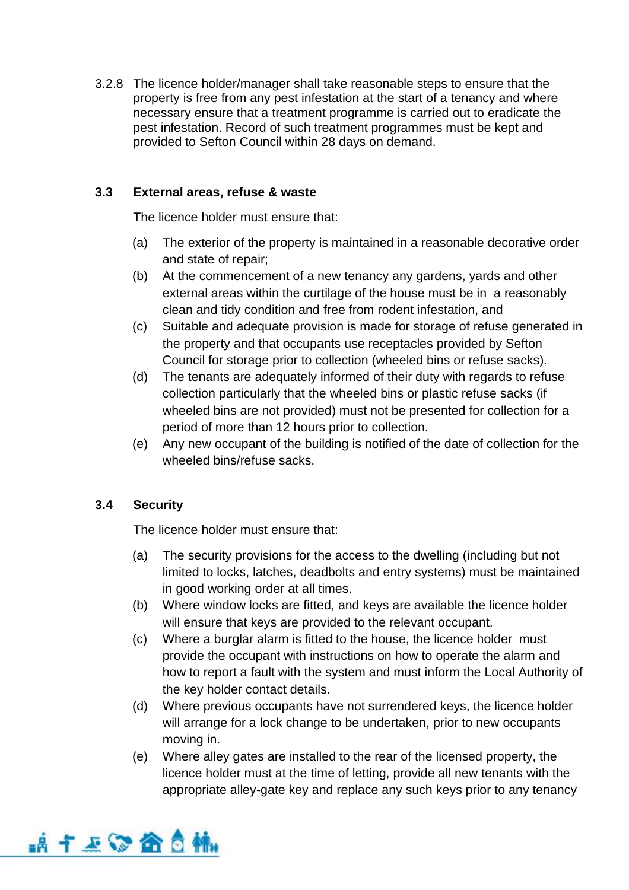3.2.8 The licence holder/manager shall take reasonable steps to ensure that the property is free from any pest infestation at the start of a tenancy and where necessary ensure that a treatment programme is carried out to eradicate the pest infestation. Record of such treatment programmes must be kept and provided to Sefton Council within 28 days on demand.

### 3.3 External areas, refuse & waste

The licence holder must ensure that:

(a) The exterior of the property is maintained in a reasonable decorative order and state of repair;

(b) At the commencement of a new tenancy any gardens, yards and other external areas within the curtilage of the house must be in a reasonably clean and tidy condition and free from rodent infestation, and

(c) Suitable and adequate provision is made for storage of refuse generated in the property and that occupants use receptacles provided by Sefton Council for storage prior to collection (wheeled bins or refuse sacks).

(d) The tenants are adequately informed of their duty with regards to refuse collection particularly that the wheeled bins or plastic refuse sacks (if wheeled bins are not provided) must not be presented for collection for a period of more than 12 hours prior to collection.

(e) Any new occupant of the building is notified of the date of collection for the wheeled bins/refuse sacks.

### 3.4 Security

The licence holder must ensure that:

(a) The security provisions for the access to the dwelling (including but not limited to locks, latches, deadbolts and entry systems) must be maintained in good working order at all times.

(b) Where window locks are fitted, and keys are available the licence holder will ensure that keys are provided to the relevant occupant.

(c) Where a burglar alarm is fitted to the house, the licence holder must provide the occupant with instructions on how to operate the alarm and how to report a fault with the system and must inform the Local Authority of the key holder contact details.

(d) Where previous occupants have not surrendered keys, the licence holder will arrange for a lock change to be undertaken, prior to new occupants moving in.

(e) Where alley gates are installed to the rear of the licensed property, the licence holder must at the time of letting, provide all new tenants with the appropriate alley-gate key and replace any such keys prior to any tenancy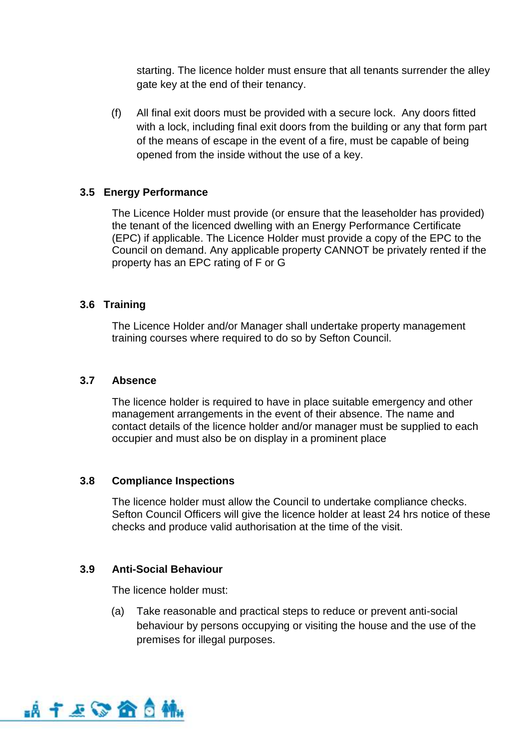starting. The licence holder must ensure that all tenants surrender the alley gate key at the end of their tenancy.

(f) All final exit doors must be provided with a secure lock. Any doors fitted with a lock, including final exit doors from the building or any that form part of the means of escape in the event of a fire, must be capable of being opened from the inside without the use of a key.

### 3.5 Energy Performance

The Licence Holder must provide (or ensure that the leaseholder has provided) the tenant of the licenced dwelling with an Energy Performance Certificate (EPC) if applicable. The Licence Holder must provide a copy of the EPC to the Council on demand. Any applicable property CANNOT be privately rented if the property has an EPC rating of F or G

### 3.6 Training

The Licence Holder and/or Manager shall undertake property management training courses where required to do so by Sefton Council.

### 3.7 Absence

The licence holder is required to have in place suitable emergency and other management arrangements in the event of their absence. The name and contact details of the licence holder and/or manager must be supplied to each occupier and must also be on display in a prominent place

### 3.8 Compliance Inspections

The licence holder must allow the Council to undertake compliance checks. Sefton Council Officers will give the licence holder at least 24 hrs notice of these checks and produce valid authorisation at the time of the visit.

### 3.9 Anti-Social Behaviour

The licence holder must:

(a) Take reasonable and practical steps to reduce or prevent anti-social behaviour by persons occupying or visiting the house and the use of the premises for illegal purposes.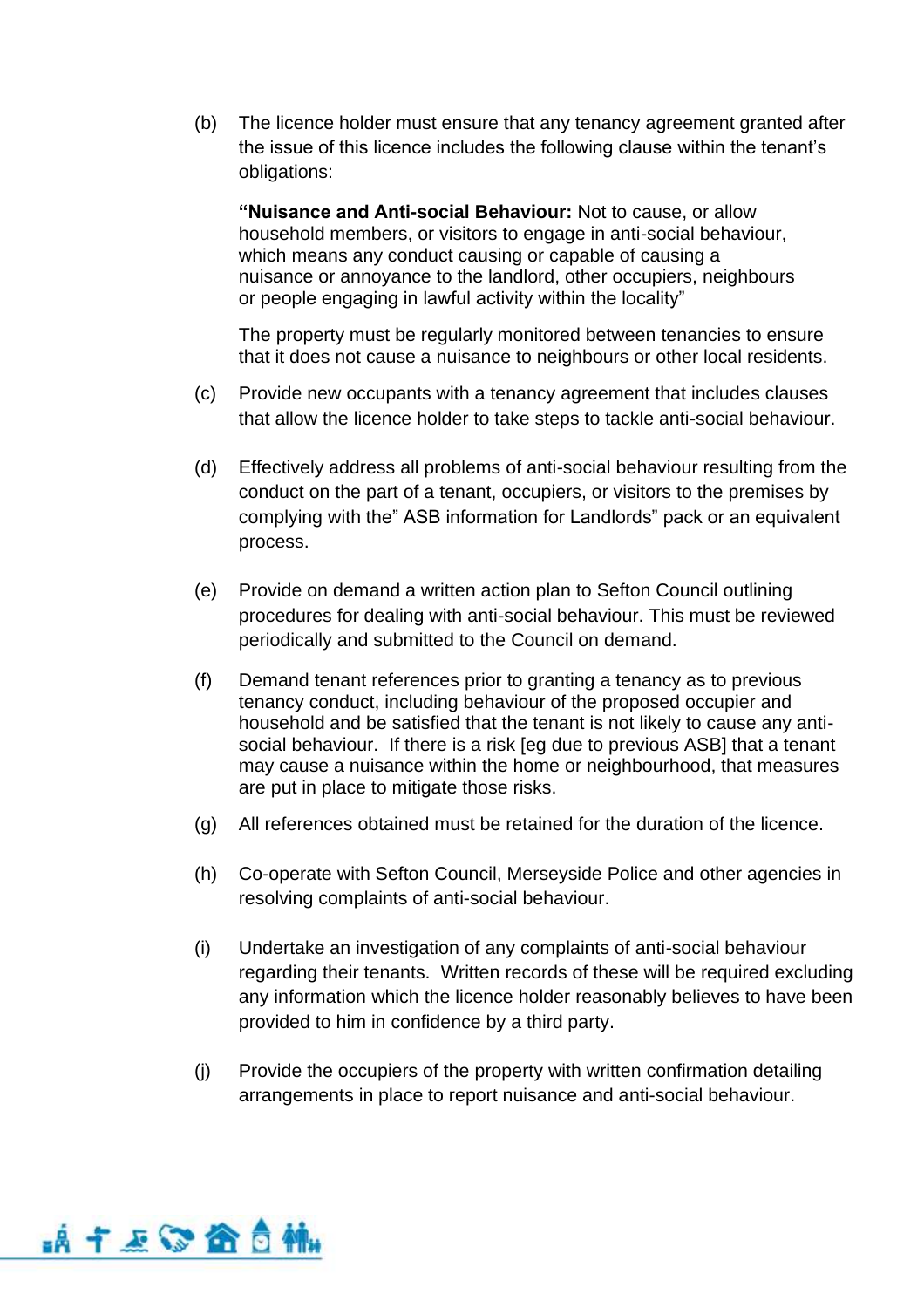(b) The licence holder must ensure that any tenancy agreement granted after the issue of this licence includes the following clause within the tenant's obligations:

> **"Nuisance and Anti-social Behaviour:** Not to cause, or allow household members, or visitors to engage in anti-social behaviour, which means any conduct causing or capable of causing a nuisance or annoyance to the landlord, other occupiers, neighbours or people engaging in lawful activity within the locality"

The property must be regularly monitored between tenancies to ensure that it does not cause a nuisance to neighbours or other local residents.

(c) Provide new occupants with a tenancy agreement that includes clauses that allow the licence holder to take steps to tackle anti-social behaviour.

(d) Effectively address all problems of anti-social behaviour resulting from the conduct on the part of a tenant, occupiers, or visitors to the premises by complying with the" ASB information for Landlords" pack or an equivalent process.

(e) Provide on demand a written action plan to Sefton Council outlining procedures for dealing with anti-social behaviour. This must be reviewed periodically and submitted to the Council on demand.

(f) Demand tenant references prior to granting a tenancy as to previous tenancy conduct, including behaviour of the proposed occupier and household and be satisfied that the tenant is not likely to cause any anti-social behaviour. If there is a risk [eg due to previous ASB] that a tenant may cause a nuisance within the home or neighbourhood, that measures are put in place to mitigate those risks.

(g) All references obtained must be retained for the duration of the licence.

(h) Co-operate with Sefton Council, Merseyside Police and other agencies in resolving complaints of anti-social behaviour.

(i) Undertake an investigation of any complaints of anti-social behaviour regarding their tenants. Written records of these will be required excluding any information which the licence holder reasonably believes to have been provided to him in confidence by a third party.

(j) Provide the occupiers of the property with written confirmation detailing arrangements in place to report nuisance and anti-social behaviour.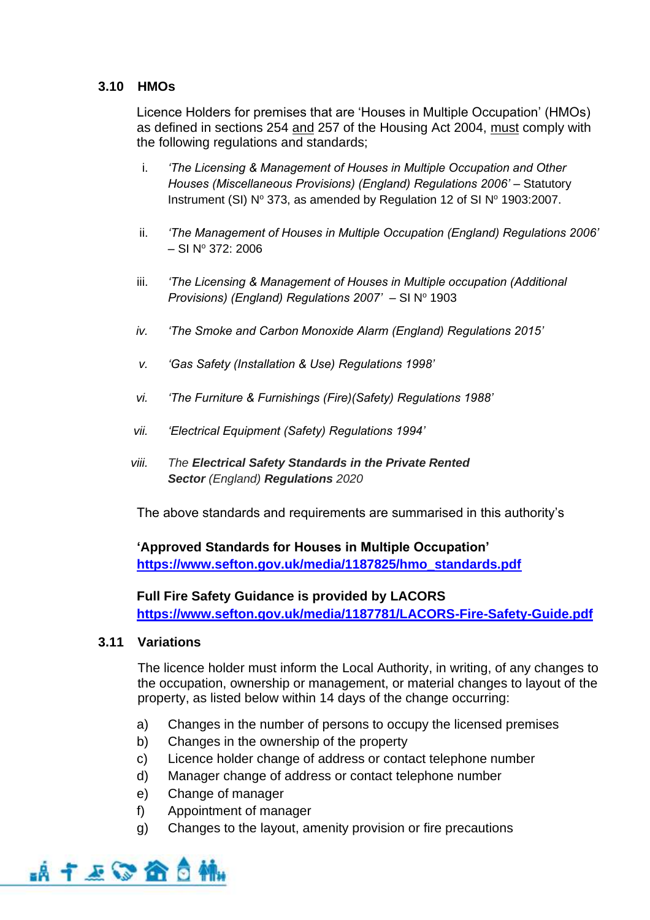### 3.10 HMOs

Licence Holders for premises that are 'Houses in Multiple Occupation' (HMOs) as defined in sections 254 and 257 of the Housing Act 2004, must comply with the following regulations and standards;

i. *'The Licensing & Management of Houses in Multiple Occupation and Other Houses (Miscellaneous Provisions) (England) Regulations 2006'* – Statutory Instrument (SI) N° 373, as amended by Regulation 12 of SI N° 1903:2007.

ii. *'The Management of Houses in Multiple Occupation (England) Regulations 2006'* – SI N° 372: 2006

iii. *'The Licensing & Management of Houses in Multiple occupation (Additional Provisions) (England) Regulations 2007'* – SI N° 1903

iv. *'The Smoke and Carbon Monoxide Alarm (England) Regulations 2015'*

v. *'Gas Safety (Installation & Use) Regulations 1998'*

vi. *'The Furniture & Furnishings (Fire)(Safety) Regulations 1988'*

vii. *'Electrical Equipment (Safety) Regulations 1994'*

viii. *The **Electrical Safety Standards in the Private Rented Sector** (England) **Regulations** 2020*

The above standards and requirements are summarised in this authority's

**'Approved Standards for Houses in Multiple Occupation'**
**https://www.sefton.gov.uk/media/1187825/hmo_standards.pdf**

**Full Fire Safety Guidance is provided by LACORS**
**https://www.sefton.gov.uk/media/1187781/LACORS-Fire-Safety-Guide.pdf**

### 3.11 Variations

The licence holder must inform the Local Authority, in writing, of any changes to the occupation, ownership or management, or material changes to layout of the property, as listed below within 14 days of the change occurring:

a) Changes in the number of persons to occupy the licensed premises
b) Changes in the ownership of the property
c) Licence holder change of address or contact telephone number
d) Manager change of address or contact telephone number
e) Change of manager
f) Appointment of manager
g) Changes to the layout, amenity provision or fire precautions